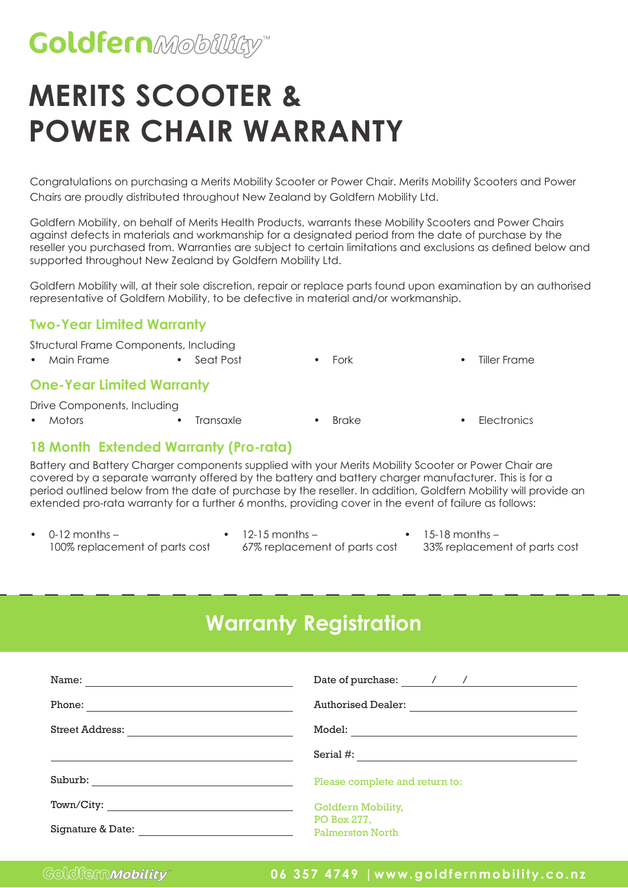# Goldfern Mobility™

# MERITS SCOOTER & POWER CHAIR WARRANTY

Congratulations on purchasing a Merits Mobility Scooter or Power Chair. Merits Mobility Scooters and Power Chairs are proudly distributed throughout New Zealand by Goldfern Mobility Ltd.

Goldfern Mobility, on behalf of Merits Health Products, warrants these Mobility Scooters and Power Chairs against defects in materials and workmanship for a designated period from the date of purchase by the reseller you purchased from. Warranties are subject to certain limitations and exclusions as defined below and supported throughout New Zealand by Goldfern Mobility Ltd.

Goldfern Mobility will, at their sole discretion, repair or replace parts found upon examination by an authorised representative of Goldfern Mobility, to be defective in material and/or workmanship.

## Two-Year Limited Warranty

Structural Frame Components, Including

- Main Frame
- Seat Post
- Fork
- Tiller Frame

## One-Year Limited Warranty

Drive Components, Including

- Motors
- Transaxle
- Brake
- Electronics

## 18 Month Extended Warranty (Pro-rata)

Battery and Battery Charger components supplied with your Merits Mobility Scooter or Power Chair are covered by a separate warranty offered by the battery and battery charger manufacturer. This is for a period outlined below from the date of purchase by the reseller. In addition, Goldfern Mobility will provide an extended pro-rata warranty for a further 6 months, providing cover in the event of failure as follows:

- 0-12 months – 100% replacement of parts cost
- 12-15 months – 67% replacement of parts cost
- 15-18 months – 33% replacement of parts cost

## Warranty Registration

Name: ______________________

Phone: ______________________

Street Address: ______________________

______________________

Suburb: ______________________

Town/City: ______________________

Signature & Date: ______________________

Date of purchase: ____ / ____ / ____

Authorised Dealer: ______________________

Model: ______________________

Serial #: ______________________

Please complete and return to:

Goldfern Mobility,
PO Box 277,
Palmerston North

Goldfern Mobility™ 06 357 4749 | www.goldfernmobility.co.nz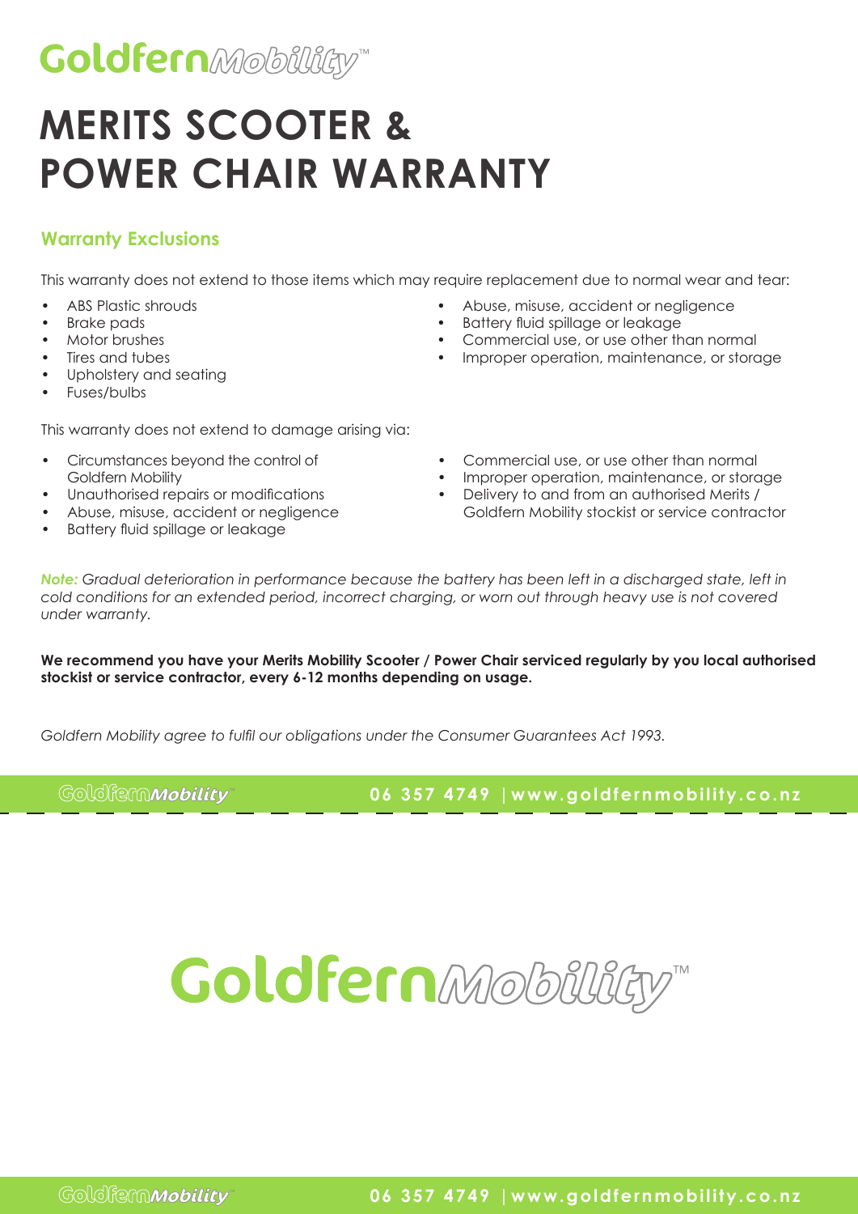GoldfernMobility™

# MERITS SCOOTER & POWER CHAIR WARRANTY

## Warranty Exclusions

This warranty does not extend to those items which may require replacement due to normal wear and tear:

- ABS Plastic shrouds
- Brake pads
- Motor brushes
- Tires and tubes
- Upholstery and seating
- Fuses/bulbs
- Abuse, misuse, accident or negligence
- Battery fluid spillage or leakage
- Commercial use, or use other than normal
- Improper operation, maintenance, or storage

This warranty does not extend to damage arising via:

- Circumstances beyond the control of Goldfern Mobility
- Unauthorised repairs or modifications
- Abuse, misuse, accident or negligence
- Battery fluid spillage or leakage
- Commercial use, or use other than normal
- Improper operation, maintenance, or storage
- Delivery to and from an authorised Merits / Goldfern Mobility stockist or service contractor

***Note:*** *Gradual deterioration in performance because the battery has been left in a discharged state, left in cold conditions for an extended period, incorrect charging, or worn out through heavy use is not covered under warranty.*

**We recommend you have your Merits Mobility Scooter / Power Chair serviced regularly by you local authorised stockist or service contractor, every 6-12 months depending on usage.**

*Goldfern Mobility agree to fulfil our obligations under the Consumer Guarantees Act 1993.*

GoldfernMobility™ 06 357 4749 | www.goldfernmobility.co.nz

GoldfernMobility™